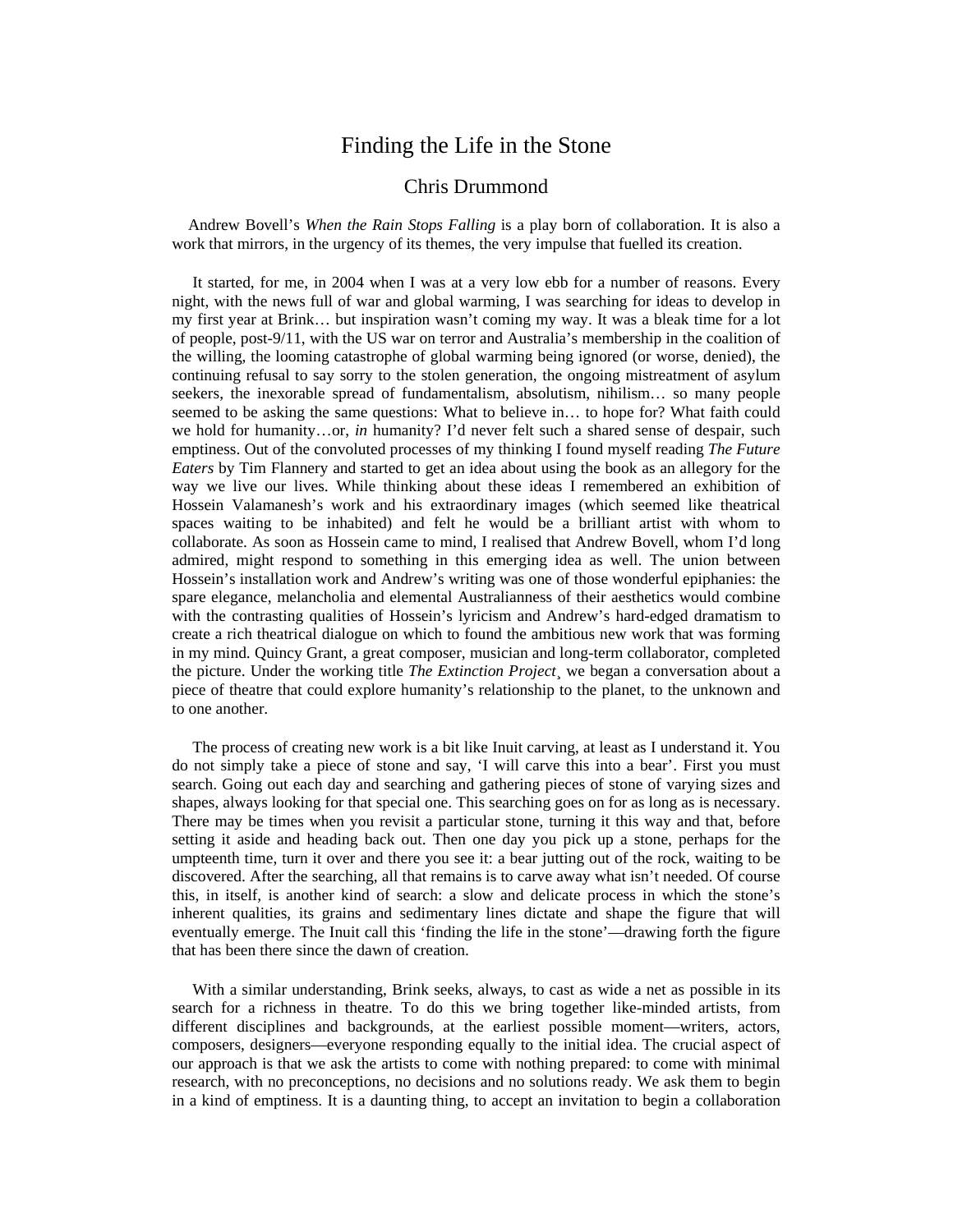# Finding the Life in the Stone

## Chris Drummond

Andrew Bovell's *When the Rain Stops Falling* is a play born of collaboration. It is also a work that mirrors, in the urgency of its themes, the very impulse that fuelled its creation.

It started, for me, in 2004 when I was at a very low ebb for a number of reasons. Every night, with the news full of war and global warming, I was searching for ideas to develop in my first year at Brink… but inspiration wasn't coming my way. It was a bleak time for a lot of people, post-9/11, with the US war on terror and Australia's membership in the coalition of the willing, the looming catastrophe of global warming being ignored (or worse, denied), the continuing refusal to say sorry to the stolen generation, the ongoing mistreatment of asylum seekers, the inexorable spread of fundamentalism, absolutism, nihilism… so many people seemed to be asking the same questions: What to believe in… to hope for? What faith could we hold for humanity…or, *in* humanity? I'd never felt such a shared sense of despair, such emptiness. Out of the convoluted processes of my thinking I found myself reading *The Future Eaters* by Tim Flannery and started to get an idea about using the book as an allegory for the way we live our lives. While thinking about these ideas I remembered an exhibition of Hossein Valamanesh's work and his extraordinary images (which seemed like theatrical spaces waiting to be inhabited) and felt he would be a brilliant artist with whom to collaborate. As soon as Hossein came to mind, I realised that Andrew Bovell, whom I'd long admired, might respond to something in this emerging idea as well. The union between Hossein's installation work and Andrew's writing was one of those wonderful epiphanies: the spare elegance, melancholia and elemental Australianness of their aesthetics would combine with the contrasting qualities of Hossein's lyricism and Andrew's hard-edged dramatism to create a rich theatrical dialogue on which to found the ambitious new work that was forming in my mind. Quincy Grant, a great composer, musician and long-term collaborator, completed the picture. Under the working title *The Extinction Project*¸ we began a conversation about a piece of theatre that could explore humanity's relationship to the planet, to the unknown and to one another.

The process of creating new work is a bit like Inuit carving, at least as I understand it. You do not simply take a piece of stone and say, 'I will carve this into a bear'. First you must search. Going out each day and searching and gathering pieces of stone of varying sizes and shapes, always looking for that special one. This searching goes on for as long as is necessary. There may be times when you revisit a particular stone, turning it this way and that, before setting it aside and heading back out. Then one day you pick up a stone, perhaps for the umpteenth time, turn it over and there you see it: a bear jutting out of the rock, waiting to be discovered. After the searching, all that remains is to carve away what isn't needed. Of course this, in itself, is another kind of search: a slow and delicate process in which the stone's inherent qualities, its grains and sedimentary lines dictate and shape the figure that will eventually emerge. The Inuit call this 'finding the life in the stone'—drawing forth the figure that has been there since the dawn of creation.

With a similar understanding, Brink seeks, always, to cast as wide a net as possible in its search for a richness in theatre. To do this we bring together like-minded artists, from different disciplines and backgrounds, at the earliest possible moment—writers, actors, composers, designers—everyone responding equally to the initial idea. The crucial aspect of our approach is that we ask the artists to come with nothing prepared: to come with minimal research, with no preconceptions, no decisions and no solutions ready. We ask them to begin in a kind of emptiness. It is a daunting thing, to accept an invitation to begin a collaboration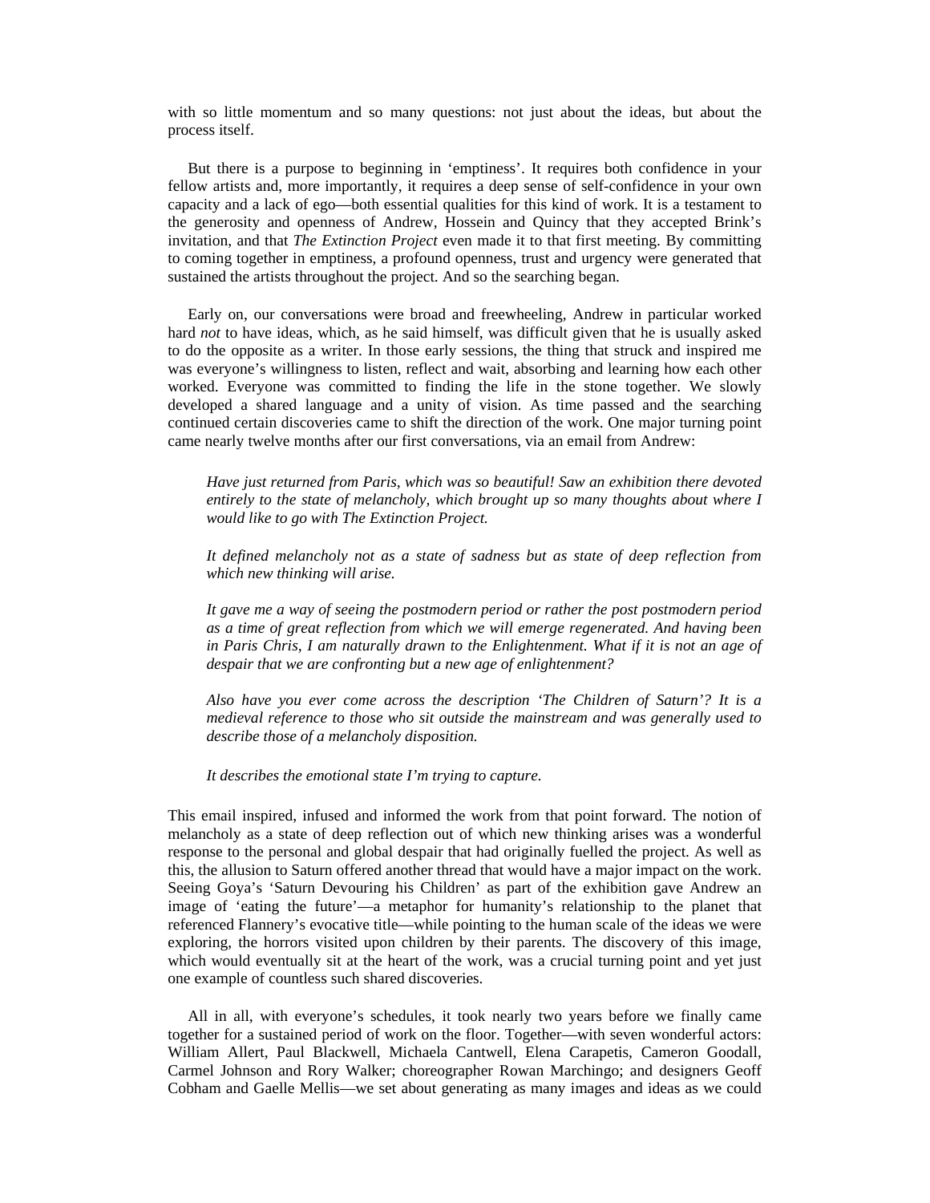with so little momentum and so many questions: not just about the ideas, but about the process itself.

But there is a purpose to beginning in 'emptiness'. It requires both confidence in your fellow artists and, more importantly, it requires a deep sense of self-confidence in your own capacity and a lack of ego—both essential qualities for this kind of work. It is a testament to the generosity and openness of Andrew, Hossein and Quincy that they accepted Brink's invitation, and that *The Extinction Project* even made it to that first meeting. By committing to coming together in emptiness, a profound openness, trust and urgency were generated that sustained the artists throughout the project. And so the searching began.

Early on, our conversations were broad and freewheeling, Andrew in particular worked hard *not* to have ideas, which, as he said himself, was difficult given that he is usually asked to do the opposite as a writer. In those early sessions, the thing that struck and inspired me was everyone's willingness to listen, reflect and wait, absorbing and learning how each other worked. Everyone was committed to finding the life in the stone together. We slowly developed a shared language and a unity of vision. As time passed and the searching continued certain discoveries came to shift the direction of the work. One major turning point came nearly twelve months after our first conversations, via an email from Andrew:

> *Have just returned from Paris, which was so beautiful! Saw an exhibition there devoted entirely to the state of melancholy, which brought up so many thoughts about where I would like to go with The Extinction Project.*
>
> *It defined melancholy not as a state of sadness but as state of deep reflection from which new thinking will arise.*
>
> *It gave me a way of seeing the postmodern period or rather the post postmodern period as a time of great reflection from which we will emerge regenerated. And having been in Paris Chris, I am naturally drawn to the Enlightenment. What if it is not an age of despair that we are confronting but a new age of enlightenment?*
>
> *Also have you ever come across the description 'The Children of Saturn'? It is a medieval reference to those who sit outside the mainstream and was generally used to describe those of a melancholy disposition.*
>
> *It describes the emotional state I'm trying to capture.*

This email inspired, infused and informed the work from that point forward. The notion of melancholy as a state of deep reflection out of which new thinking arises was a wonderful response to the personal and global despair that had originally fuelled the project. As well as this, the allusion to Saturn offered another thread that would have a major impact on the work. Seeing Goya's 'Saturn Devouring his Children' as part of the exhibition gave Andrew an image of 'eating the future'—a metaphor for humanity's relationship to the planet that referenced Flannery's evocative title—while pointing to the human scale of the ideas we were exploring, the horrors visited upon children by their parents. The discovery of this image, which would eventually sit at the heart of the work, was a crucial turning point and yet just one example of countless such shared discoveries.

All in all, with everyone's schedules, it took nearly two years before we finally came together for a sustained period of work on the floor. Together—with seven wonderful actors: William Allert, Paul Blackwell, Michaela Cantwell, Elena Carapetis, Cameron Goodall, Carmel Johnson and Rory Walker; choreographer Rowan Marchingo; and designers Geoff Cobham and Gaelle Mellis—we set about generating as many images and ideas as we could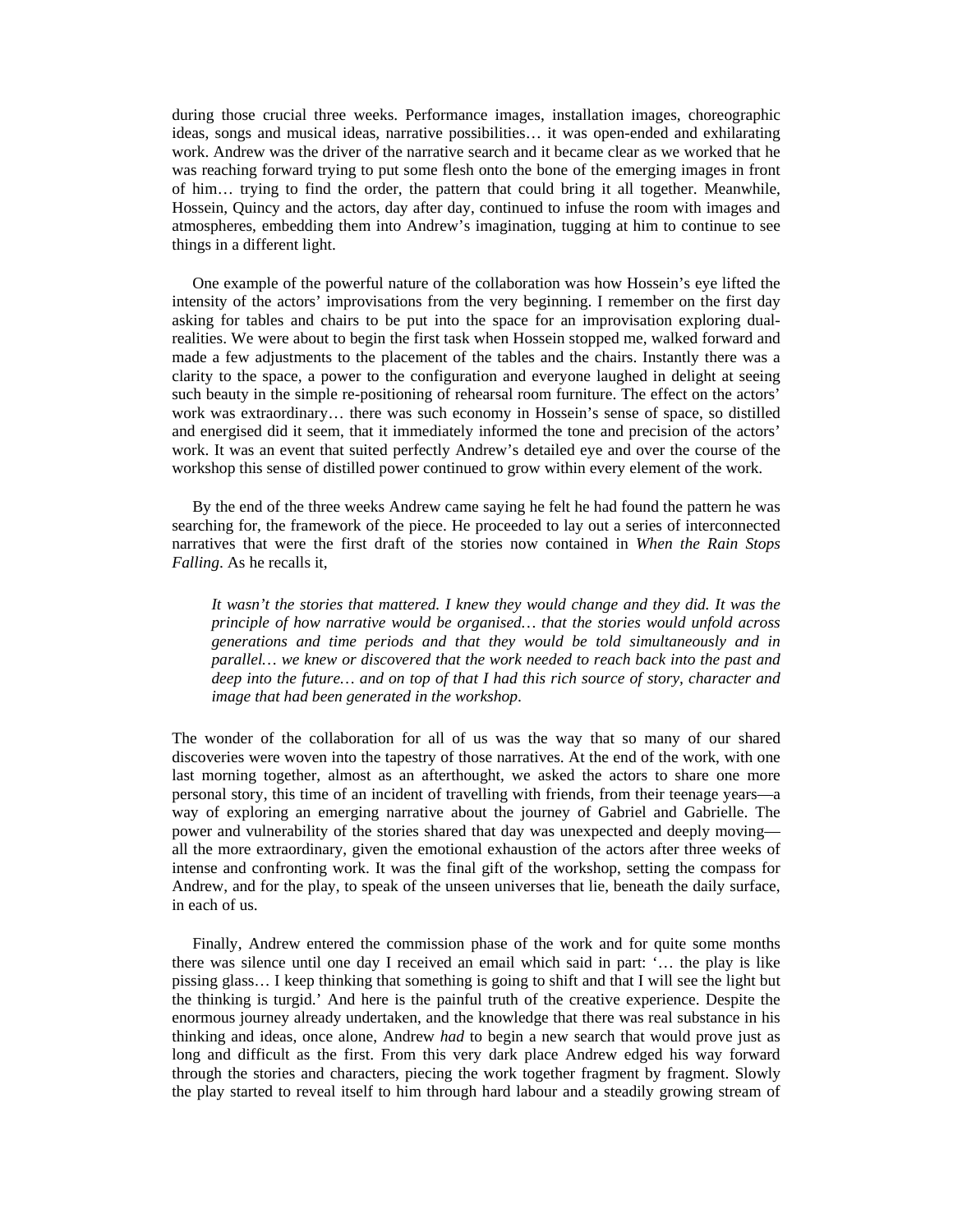during those crucial three weeks. Performance images, installation images, choreographic ideas, songs and musical ideas, narrative possibilities… it was open-ended and exhilarating work. Andrew was the driver of the narrative search and it became clear as we worked that he was reaching forward trying to put some flesh onto the bone of the emerging images in front of him… trying to find the order, the pattern that could bring it all together. Meanwhile, Hossein, Quincy and the actors, day after day, continued to infuse the room with images and atmospheres, embedding them into Andrew's imagination, tugging at him to continue to see things in a different light.

One example of the powerful nature of the collaboration was how Hossein's eye lifted the intensity of the actors' improvisations from the very beginning. I remember on the first day asking for tables and chairs to be put into the space for an improvisation exploring dual-realities. We were about to begin the first task when Hossein stopped me, walked forward and made a few adjustments to the placement of the tables and the chairs. Instantly there was a clarity to the space, a power to the configuration and everyone laughed in delight at seeing such beauty in the simple re-positioning of rehearsal room furniture. The effect on the actors' work was extraordinary… there was such economy in Hossein's sense of space, so distilled and energised did it seem, that it immediately informed the tone and precision of the actors' work. It was an event that suited perfectly Andrew's detailed eye and over the course of the workshop this sense of distilled power continued to grow within every element of the work.

By the end of the three weeks Andrew came saying he felt he had found the pattern he was searching for, the framework of the piece. He proceeded to lay out a series of interconnected narratives that were the first draft of the stories now contained in *When the Rain Stops Falling*. As he recalls it,

> *It wasn't the stories that mattered. I knew they would change and they did. It was the principle of how narrative would be organised… that the stories would unfold across generations and time periods and that they would be told simultaneously and in parallel… we knew or discovered that the work needed to reach back into the past and deep into the future… and on top of that I had this rich source of story, character and image that had been generated in the workshop.*

The wonder of the collaboration for all of us was the way that so many of our shared discoveries were woven into the tapestry of those narratives. At the end of the work, with one last morning together, almost as an afterthought, we asked the actors to share one more personal story, this time of an incident of travelling with friends, from their teenage years—a way of exploring an emerging narrative about the journey of Gabriel and Gabrielle. The power and vulnerability of the stories shared that day was unexpected and deeply moving—all the more extraordinary, given the emotional exhaustion of the actors after three weeks of intense and confronting work. It was the final gift of the workshop, setting the compass for Andrew, and for the play, to speak of the unseen universes that lie, beneath the daily surface, in each of us.

Finally, Andrew entered the commission phase of the work and for quite some months there was silence until one day I received an email which said in part: '… the play is like pissing glass… I keep thinking that something is going to shift and that I will see the light but the thinking is turgid.' And here is the painful truth of the creative experience. Despite the enormous journey already undertaken, and the knowledge that there was real substance in his thinking and ideas, once alone, Andrew *had* to begin a new search that would prove just as long and difficult as the first. From this very dark place Andrew edged his way forward through the stories and characters, piecing the work together fragment by fragment. Slowly the play started to reveal itself to him through hard labour and a steadily growing stream of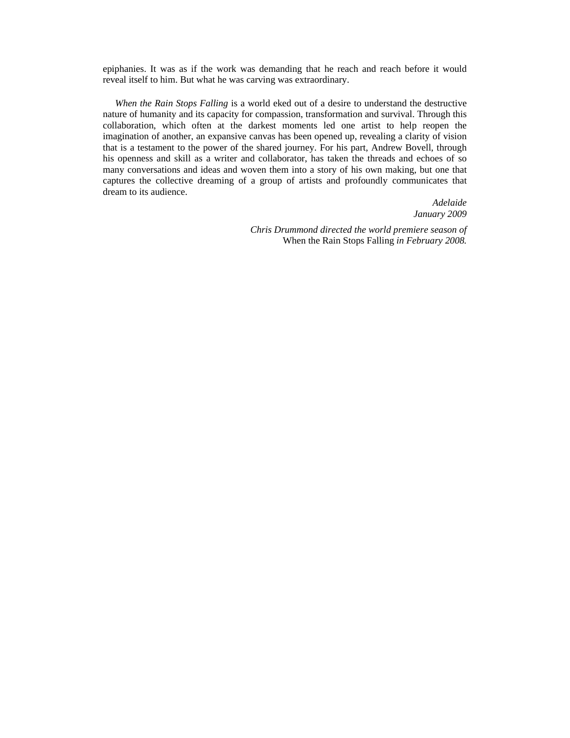epiphanies. It was as if the work was demanding that he reach and reach before it would reveal itself to him. But what he was carving was extraordinary.

*When the Rain Stops Falling* is a world eked out of a desire to understand the destructive nature of humanity and its capacity for compassion, transformation and survival. Through this collaboration, which often at the darkest moments led one artist to help reopen the imagination of another, an expansive canvas has been opened up, revealing a clarity of vision that is a testament to the power of the shared journey. For his part, Andrew Bovell, through his openness and skill as a writer and collaborator, has taken the threads and echoes of so many conversations and ideas and woven them into a story of his own making, but one that captures the collective dreaming of a group of artists and profoundly communicates that dream to its audience.

*Adelaide*
*January 2009*

*Chris Drummond directed the world premiere season of* When the Rain Stops Falling *in February 2008.*